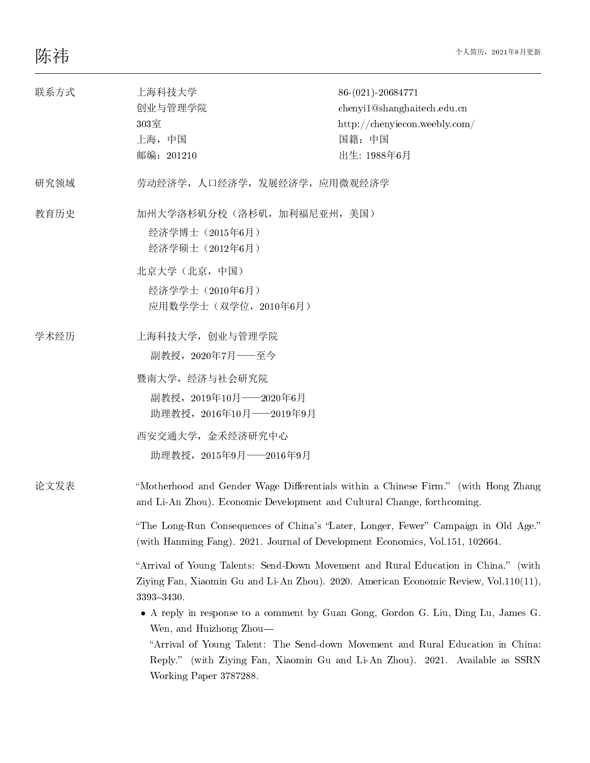# 陈祎

个人简历，2021年8月更新

---

## 联系方式

上海科技大学
创业与管理学院
303室
上海，中国
邮编：201210

86-(021)-20684771
chenyi1@shanghaitech.edu.cn
http://chenyiecon.weebly.com/
国籍：中国
出生: 1988年6月

## 研究领域

劳动经济学，人口经济学，发展经济学，应用微观经济学

## 教育历史

加州大学洛杉矶分校（洛杉矶，加利福尼亚州，美国）

- 经济学博士（2015年6月）
- 经济学硕士（2012年6月）

北京大学（北京，中国）

- 经济学学士（2010年6月）
- 应用数学学士（双学位，2010年6月）

## 学术经历

上海科技大学，创业与管理学院

- 副教授，2020年7月——至今

暨南大学，经济与社会研究院

- 副教授，2019年10月——2020年6月
- 助理教授，2016年10月——2019年9月

西安交通大学，金禾经济研究中心

- 助理教授，2015年9月——2016年9月

## 论文发表

"Motherhood and Gender Wage Differentials within a Chinese Firm." (with Hong Zhang and Li-An Zhou). Economic Development and Cultural Change, forthcoming.

"The Long-Run Consequences of China's "Later, Longer, Fewer" Campaign in Old Age." (with Hanming Fang). 2021. Journal of Development Economics, Vol.151, 102664.

"Arrival of Young Talents: Send-Down Movement and Rural Education in China." (with Ziying Fan, Xiaomin Gu and Li-An Zhou). 2020. American Economic Review, Vol.110(11), 3393–3430.

- A reply in response to a comment by Guan Gong, Gordon G. Liu, Ding Lu, James G. Wen, and Huizhong Zhou—
  "Arrival of Young Talent: The Send-down Movement and Rural Education in China: Reply." (with Ziying Fan, Xiaomin Gu and Li-An Zhou). 2021. Available as SSRN Working Paper 3787288.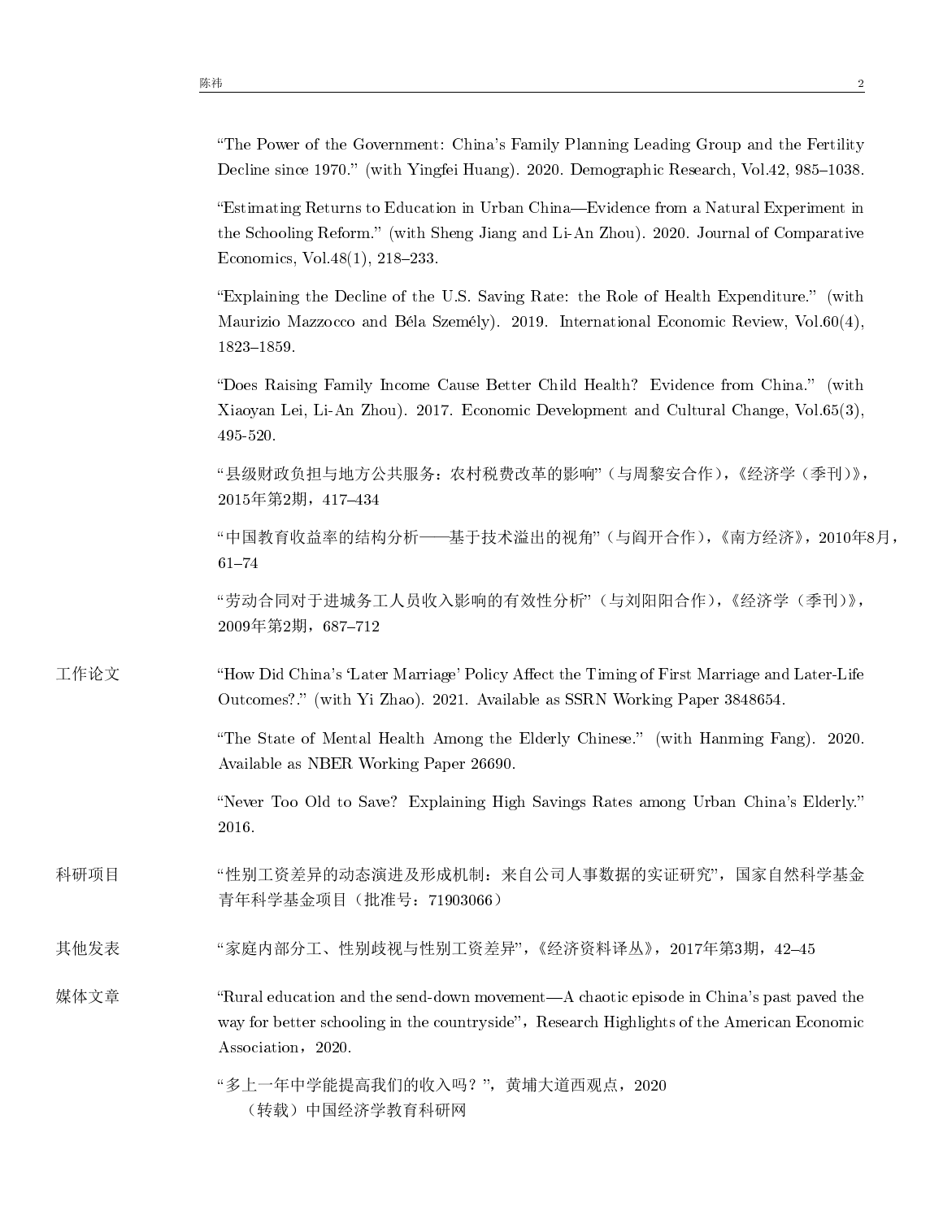"The Power of the Government: China's Family Planning Leading Group and the Fertility Decline since 1970." (with Yingfei Huang). 2020. Demographic Research, Vol.42, 985–1038.

"Estimating Returns to Education in Urban China—Evidence from a Natural Experiment in the Schooling Reform." (with Sheng Jiang and Li-An Zhou). 2020. Journal of Comparative Economics, Vol.48(1), 218–233.

"Explaining the Decline of the U.S. Saving Rate: the Role of Health Expenditure." (with Maurizio Mazzocco and Béla Személy). 2019. International Economic Review, Vol.60(4), 1823–1859.

"Does Raising Family Income Cause Better Child Health? Evidence from China." (with Xiaoyan Lei, Li-An Zhou). 2017. Economic Development and Cultural Change, Vol.65(3), 495-520.

"县级财政负担与地方公共服务：农村税费改革的影响"（与周黎安合作），《经济学（季刊）》，2015年第2期，417–434

"中国教育收益率的结构分析——基于技术溢出的视角"（与阎开合作），《南方经济》，2010年8月，61–74

"劳动合同对于进城务工人员收入影响的有效性分析"（与刘阳阳合作），《经济学（季刊）》，2009年第2期，687–712

## 工作论文

"How Did China's 'Later Marriage' Policy Affect the Timing of First Marriage and Later-Life Outcomes?." (with Yi Zhao). 2021. Available as SSRN Working Paper 3848654.

"The State of Mental Health Among the Elderly Chinese." (with Hanming Fang). 2020. Available as NBER Working Paper 26690.

"Never Too Old to Save? Explaining High Savings Rates among Urban China's Elderly." 2016.

## 科研项目

"性别工资差异的动态演进及形成机制：来自公司人事数据的实证研究"，国家自然科学基金青年科学基金项目（批准号：71903066）

## 其他发表

"家庭内部分工、性别歧视与性别工资差异"，《经济资料译丛》，2017年第3期，42–45

## 媒体文章

"Rural education and the send-down movement—A chaotic episode in China's past paved the way for better schooling in the countryside"，Research Highlights of the American Economic Association，2020.

"多上一年中学能提高我们的收入吗？"，黄埔大道西观点，2020
（转载）中国经济学教育科研网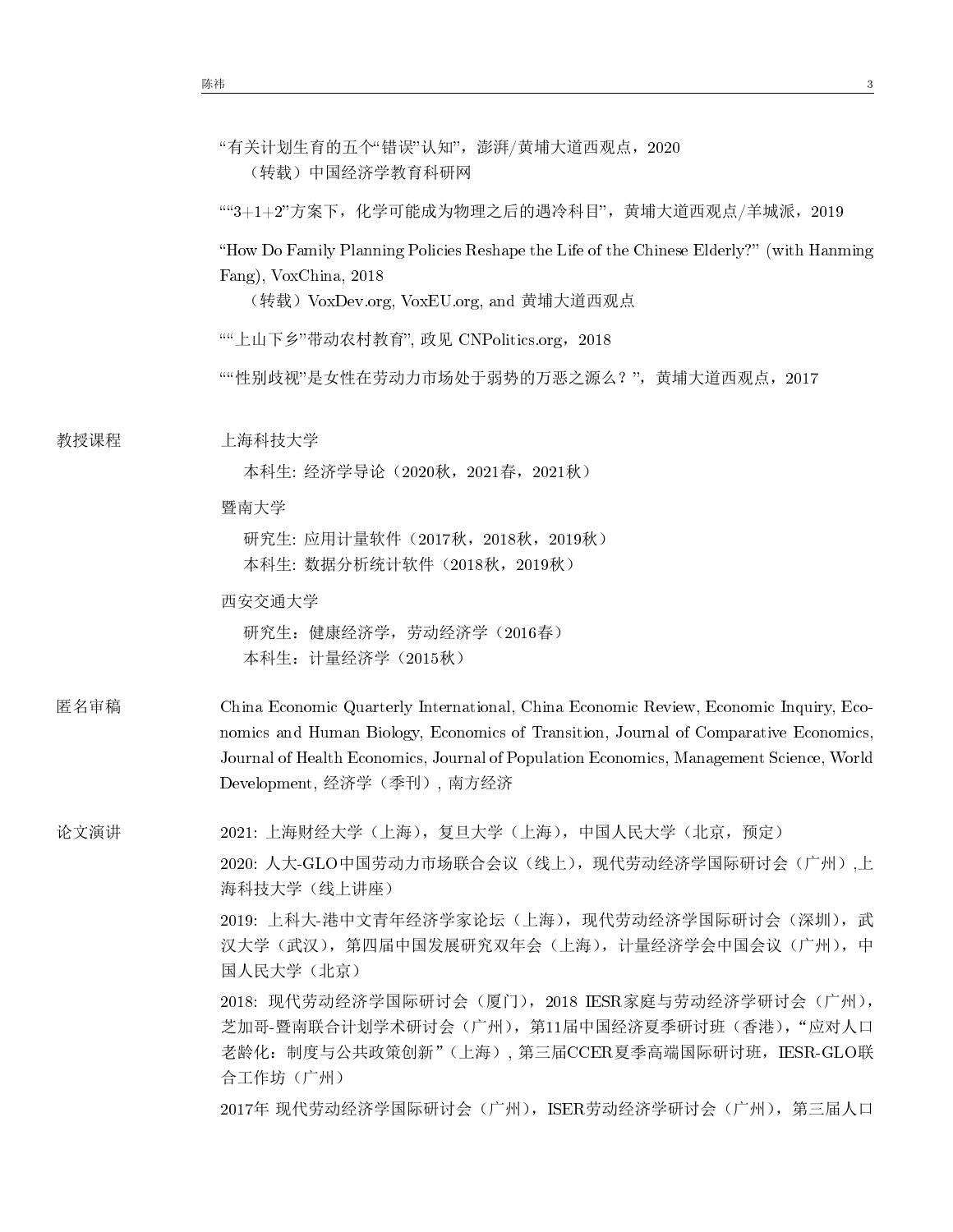"有关计划生育的五个"错误"认知"，澎湃/黄埔大道西观点，2020
（转载）中国经济学教育科研网

""3+1+2"方案下，化学可能成为物理之后的遇冷科目"，黄埔大道西观点/羊城派，2019

"How Do Family Planning Policies Reshape the Life of the Chinese Elderly?" (with Hanming Fang), VoxChina, 2018
（转载）VoxDev.org, VoxEU.org, and 黄埔大道西观点

""上山下乡"带动农村教育", 政见 CNPolitics.org，2018

""性别歧视"是女性在劳动力市场处于弱势的万恶之源么？"，黄埔大道西观点，2017

## 教授课程

上海科技大学
- 本科生: 经济学导论（2020秋，2021春，2021秋）

暨南大学
- 研究生: 应用计量软件（2017秋，2018秋，2019秋）
- 本科生: 数据分析统计软件（2018秋，2019秋）

西安交通大学
- 研究生：健康经济学，劳动经济学（2016春）
- 本科生：计量经济学（2015秋）

## 匿名审稿

China Economic Quarterly International, China Economic Review, Economic Inquiry, Economics and Human Biology, Economics of Transition, Journal of Comparative Economics, Journal of Health Economics, Journal of Population Economics, Management Science, World Development, 经济学（季刊）, 南方经济

## 论文演讲

2021: 上海财经大学（上海），复旦大学（上海），中国人民大学（北京，预定）

2020: 人大-GLO中国劳动力市场联合会议（线上），现代劳动经济学国际研讨会（广州）,上海科技大学（线上讲座）

2019: 上科大-港中文青年经济学家论坛（上海），现代劳动经济学国际研讨会（深圳），武汉大学（武汉），第四届中国发展研究双年会（上海），计量经济学会中国会议（广州），中国人民大学（北京）

2018: 现代劳动经济学国际研讨会（厦门），2018 IESR家庭与劳动经济学研讨会（广州），芝加哥-暨南联合计划学术研讨会（广州），第11届中国经济夏季研讨班（香港），"应对人口老龄化：制度与公共政策创新"（上海）, 第三届CCER夏季高端国际研讨班，IESR-GLO联合工作坊（广州）

2017年 现代劳动经济学国际研讨会（广州），ISER劳动经济学研讨会（广州），第三届人口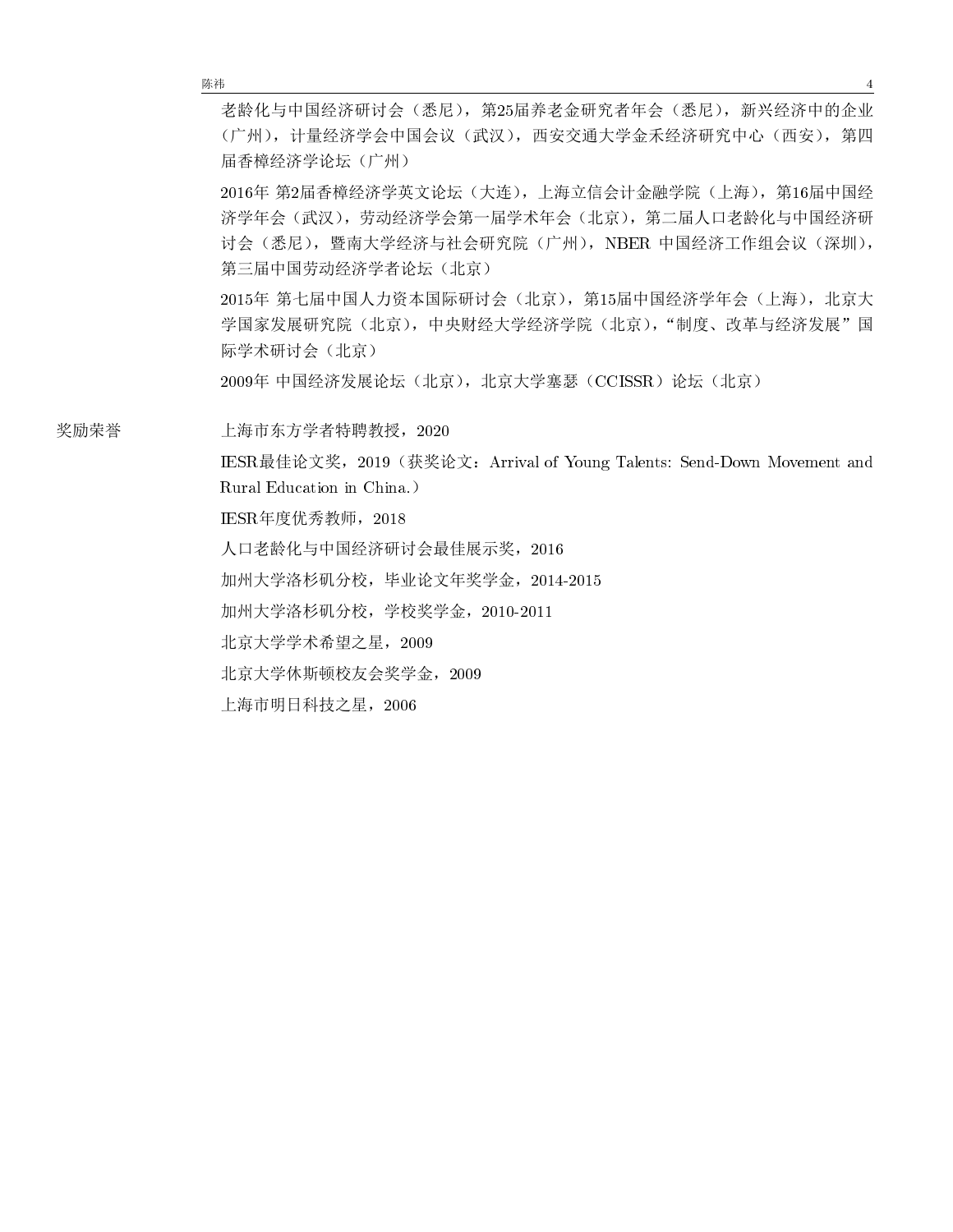老龄化与中国经济研讨会（悉尼），第25届养老金研究者年会（悉尼），新兴经济中的企业（广州），计量经济学会中国会议（武汉），西安交通大学金禾经济研究中心（西安），第四届香樟经济学论坛（广州）

2016年 第2届香樟经济学英文论坛（大连），上海立信会计金融学院（上海），第16届中国经济学年会（武汉），劳动经济学会第一届学术年会（北京），第二届人口老龄化与中国经济研讨会（悉尼），暨南大学经济与社会研究院（广州），NBER 中国经济工作组会议（深圳），第三届中国劳动经济学者论坛（北京）

2015年 第七届中国人力资本国际研讨会（北京），第15届中国经济学年会（上海），北京大学国家发展研究院（北京），中央财经大学经济学院（北京），“制度、改革与经济发展”国际学术研讨会（北京）

2009年 中国经济发展论坛（北京），北京大学塞瑟（CCISSR）论坛（北京）

## 奖励荣誉

上海市东方学者特聘教授，2020

IESR最佳论文奖，2019（获奖论文：Arrival of Young Talents: Send-Down Movement and Rural Education in China.）

IESR年度优秀教师，2018

人口老龄化与中国经济研讨会最佳展示奖，2016

加州大学洛杉矶分校，毕业论文年奖学金，2014-2015

加州大学洛杉矶分校，学校奖学金，2010-2011

北京大学学术希望之星，2009

北京大学休斯顿校友会奖学金，2009

上海市明日科技之星，2006